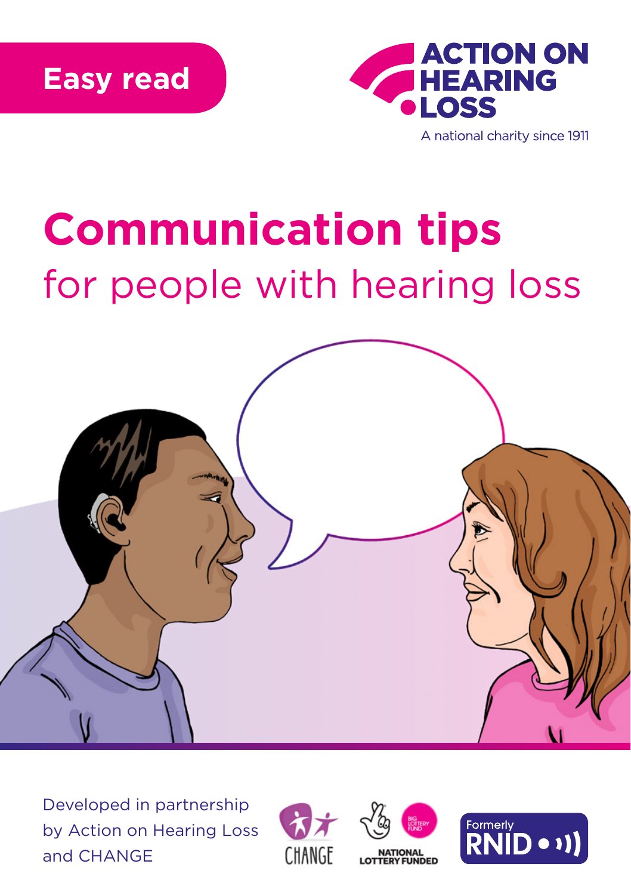Easy read

ACTION ON HEARING LOSS

A national charity since 1911

# Communication tips

## for people with hearing loss

Developed in partnership by Action on Hearing Loss and CHANGE

CHANGE

NATIONAL LOTTERY FUNDED

Formerly RNID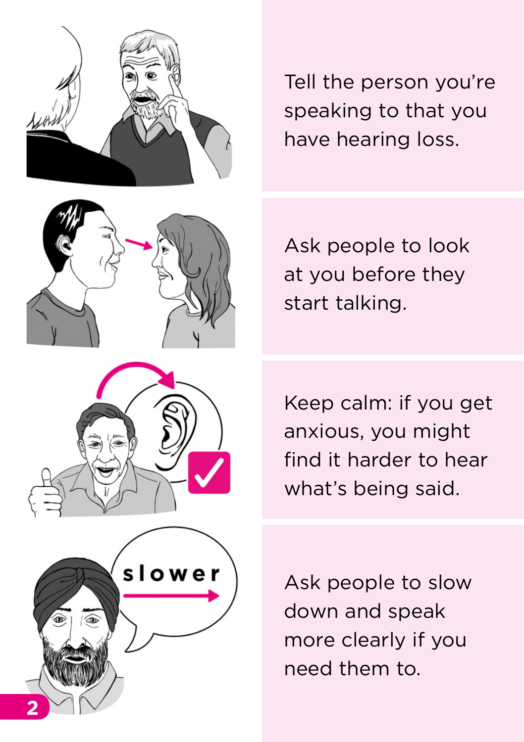Tell the person you're speaking to that you have hearing loss.

Ask people to look at you before they start talking.

Keep calm: if you get anxious, you might find it harder to hear what's being said.

Ask people to slow down and speak more clearly if you need them to.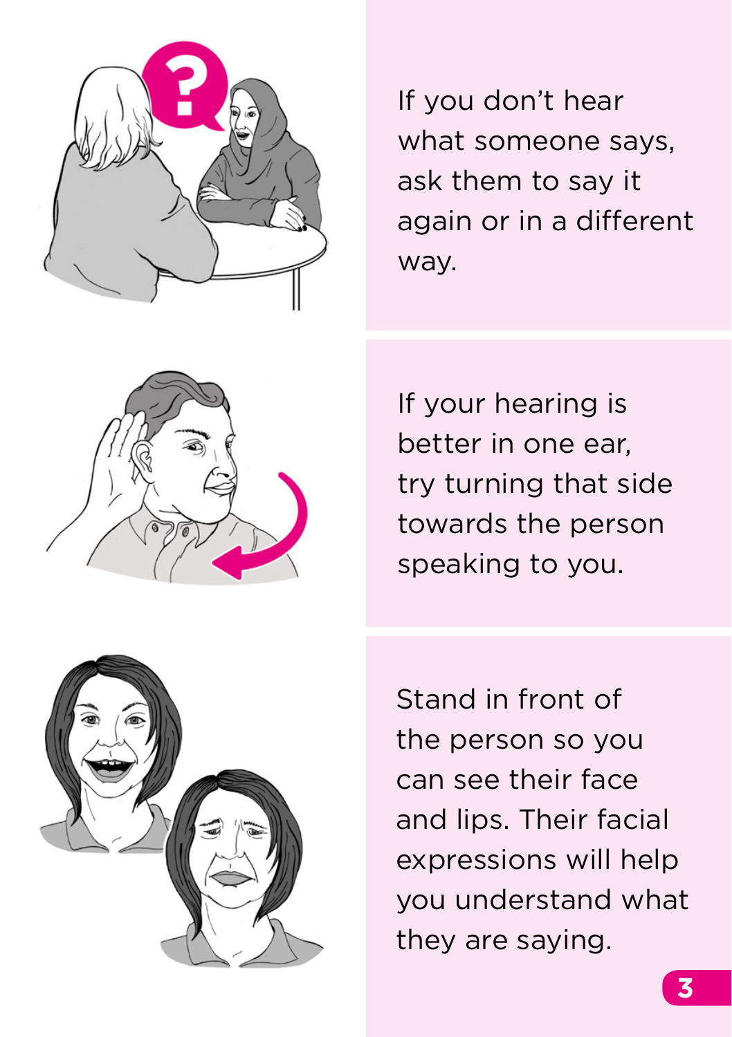If you don't hear what someone says, ask them to say it again or in a different way.

If your hearing is better in one ear, try turning that side towards the person speaking to you.

Stand in front of the person so you can see their face and lips. Their facial expressions will help you understand what they are saying.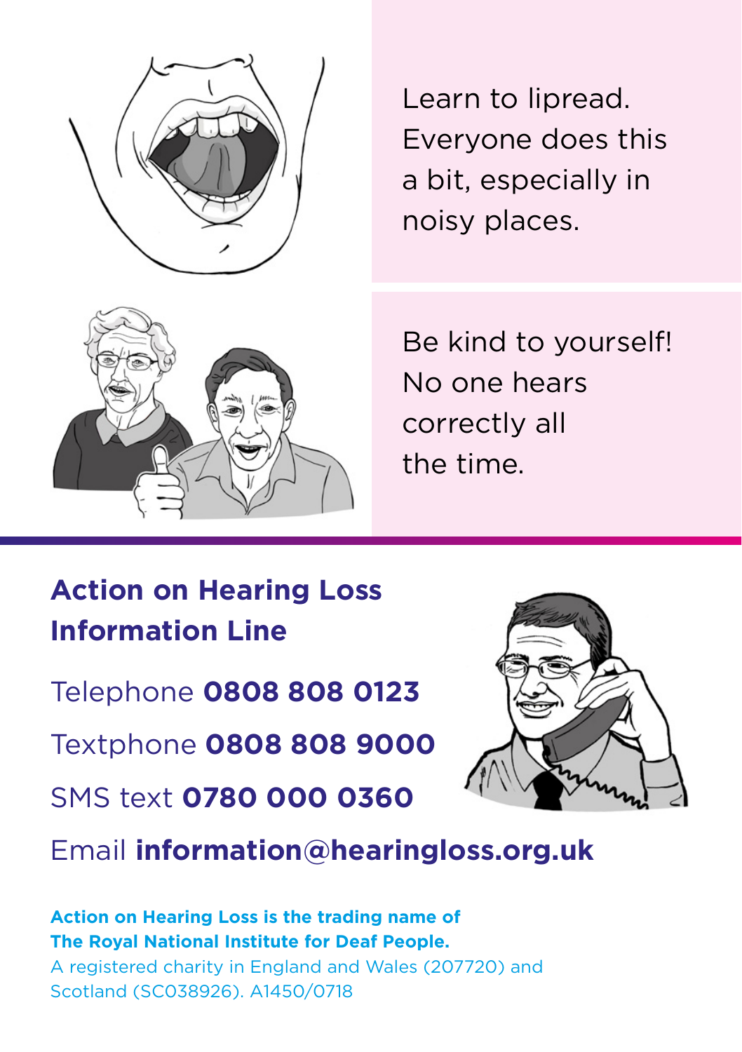Learn to lipread. Everyone does this a bit, especially in noisy places.

Be kind to yourself! No one hears correctly all the time.

## Action on Hearing Loss Information Line

Telephone **0808 808 0123**

Textphone **0808 808 9000**

SMS text **0780 000 0360**

Email **information@hearingloss.org.uk**

**Action on Hearing Loss is the trading name of The Royal National Institute for Deaf People.**
A registered charity in England and Wales (207720) and Scotland (SC038926). A1450/0718